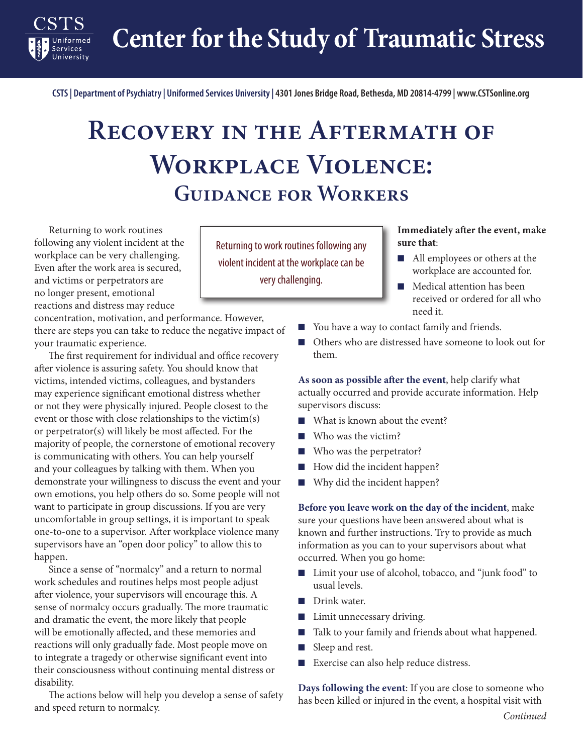# Center for the Study of Traumatic Stress

**CSTS | Department of Psychiatry | Uniformed Services University | 4301 Jones Bridge Road, Bethesda, MD 20814-4799 | www.CSTSonline.org**

# Recovery in the Aftermath of Workplace Violence:

## Guidance for Workers

Returning to work routines following any violent incident at the workplace can be very challenging. Even after the work area is secured, and victims or perpetrators are no longer present, emotional reactions and distress may reduce concentration, motivation, and performance. However, there are steps you can take to reduce the negative impact of your traumatic experience.

> Returning to work routines following any violent incident at the workplace can be very challenging.

The first requirement for individual and office recovery after violence is assuring safety. You should know that victims, intended victims, colleagues, and bystanders may experience significant emotional distress whether or not they were physically injured. People closest to the event or those with close relationships to the victim(s) or perpetrator(s) will likely be most affected. For the majority of people, the cornerstone of emotional recovery is communicating with others. You can help yourself and your colleagues by talking with them. When you demonstrate your willingness to discuss the event and your own emotions, you help others do so. Some people will not want to participate in group discussions. If you are very uncomfortable in group settings, it is important to speak one-to-one to a supervisor. After workplace violence many supervisors have an "open door policy" to allow this to happen.

Since a sense of "normalcy" and a return to normal work schedules and routines helps most people adjust after violence, your supervisors will encourage this. A sense of normalcy occurs gradually. The more traumatic and dramatic the event, the more likely that people will be emotionally affected, and these memories and reactions will only gradually fade. Most people move on to integrate a tragedy or otherwise significant event into their consciousness without continuing mental distress or disability.

The actions below will help you develop a sense of safety and speed return to normalcy.

**Immediately after the event, make sure that**:

- All employees or others at the workplace are accounted for.
- Medical attention has been received or ordered for all who need it.
- You have a way to contact family and friends.
- Others who are distressed have someone to look out for them.

**As soon as possible after the event**, help clarify what actually occurred and provide accurate information. Help supervisors discuss:

- What is known about the event?
- Who was the victim?
- Who was the perpetrator?
- How did the incident happen?
- Why did the incident happen?

**Before you leave work on the day of the incident**, make sure your questions have been answered about what is known and further instructions. Try to provide as much information as you can to your supervisors about what occurred. When you go home:

- Limit your use of alcohol, tobacco, and "junk food" to usual levels.
- Drink water.
- Limit unnecessary driving.
- Talk to your family and friends about what happened.
- Sleep and rest.
- Exercise can also help reduce distress.

**Days following the event**: If you are close to someone who has been killed or injured in the event, a hospital visit with

*Continued*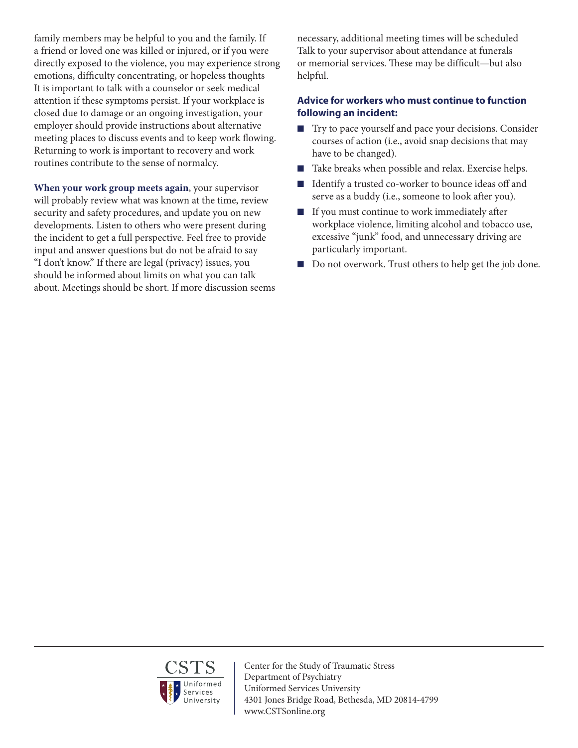family members may be helpful to you and the family. If a friend or loved one was killed or injured, or if you were directly exposed to the violence, you may experience strong emotions, difficulty concentrating, or hopeless thoughts It is important to talk with a counselor or seek medical attention if these symptoms persist. If your workplace is closed due to damage or an ongoing investigation, your employer should provide instructions about alternative meeting places to discuss events and to keep work flowing. Returning to work is important to recovery and work routines contribute to the sense of normalcy.

**When your work group meets again**, your supervisor will probably review what was known at the time, review security and safety procedures, and update you on new developments. Listen to others who were present during the incident to get a full perspective. Feel free to provide input and answer questions but do not be afraid to say "I don't know." If there are legal (privacy) issues, you should be informed about limits on what you can talk about. Meetings should be short. If more discussion seems necessary, additional meeting times will be scheduled Talk to your supervisor about attendance at funerals or memorial services. These may be difficult—but also helpful.

**Advice for workers who must continue to function following an incident:**

- Try to pace yourself and pace your decisions. Consider courses of action (i.e., avoid snap decisions that may have to be changed).
- Take breaks when possible and relax. Exercise helps.
- Identify a trusted co-worker to bounce ideas off and serve as a buddy (i.e., someone to look after you).
- If you must continue to work immediately after workplace violence, limiting alcohol and tobacco use, excessive "junk" food, and unnecessary driving are particularly important.
- Do not overwork. Trust others to help get the job done.

CSTS | Uniformed Services University

Center for the Study of Traumatic Stress
Department of Psychiatry
Uniformed Services University
4301 Jones Bridge Road, Bethesda, MD 20814-4799
www.CSTSonline.org